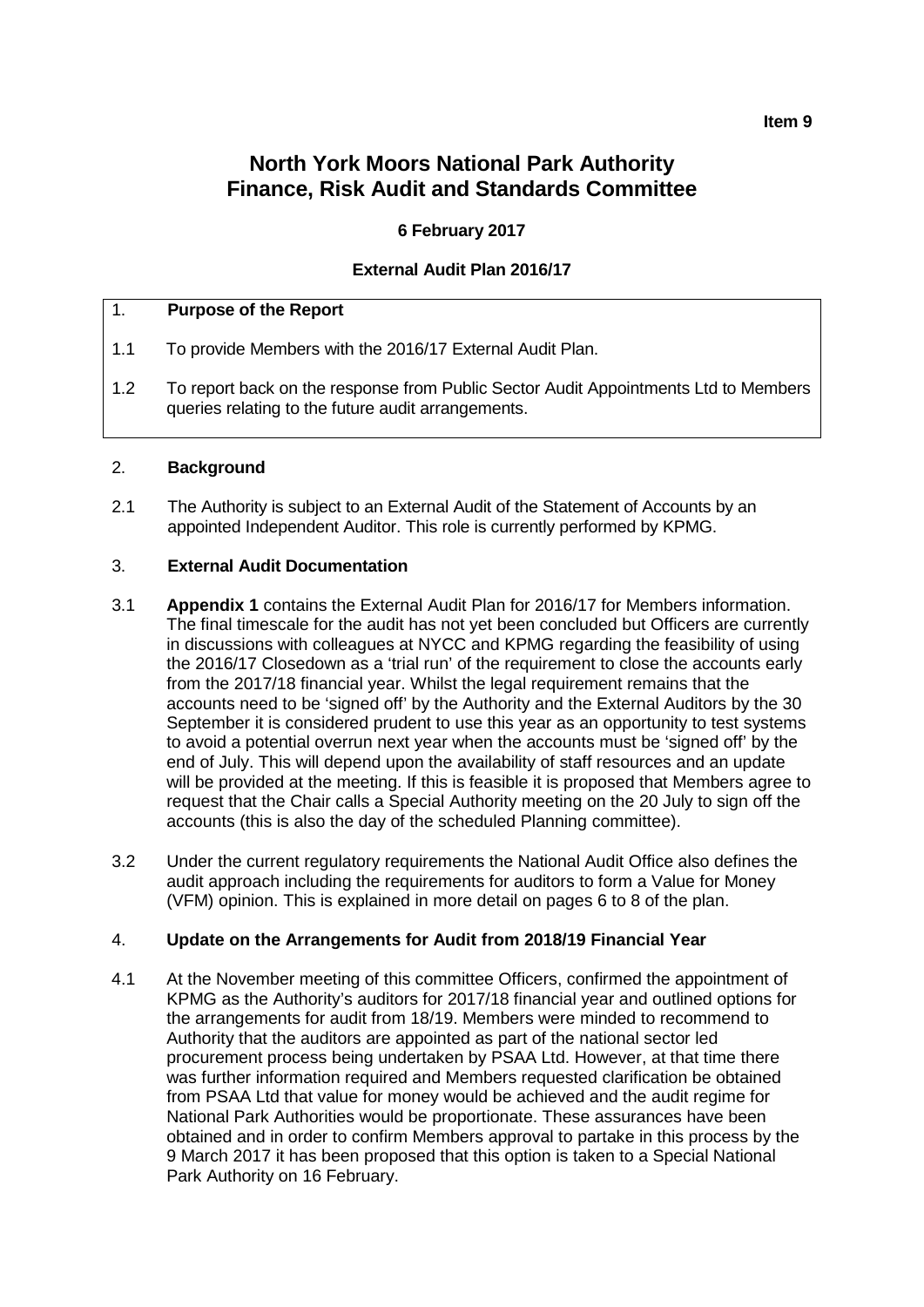**Item 9**

# North York Moors National Park Authority
# Finance, Risk Audit and Standards Committee

**6 February 2017**

**External Audit Plan 2016/17**

## 1. Purpose of the Report

1.1 To provide Members with the 2016/17 External Audit Plan.

1.2 To report back on the response from Public Sector Audit Appointments Ltd to Members queries relating to the future audit arrangements.

## 2. Background

2.1 The Authority is subject to an External Audit of the Statement of Accounts by an appointed Independent Auditor. This role is currently performed by KPMG.

## 3. External Audit Documentation

3.1 **Appendix 1** contains the External Audit Plan for 2016/17 for Members information. The final timescale for the audit has not yet been concluded but Officers are currently in discussions with colleagues at NYCC and KPMG regarding the feasibility of using the 2016/17 Closedown as a 'trial run' of the requirement to close the accounts early from the 2017/18 financial year. Whilst the legal requirement remains that the accounts need to be 'signed off' by the Authority and the External Auditors by the 30 September it is considered prudent to use this year as an opportunity to test systems to avoid a potential overrun next year when the accounts must be 'signed off' by the end of July. This will depend upon the availability of staff resources and an update will be provided at the meeting. If this is feasible it is proposed that Members agree to request that the Chair calls a Special Authority meeting on the 20 July to sign off the accounts (this is also the day of the scheduled Planning committee).

3.2 Under the current regulatory requirements the National Audit Office also defines the audit approach including the requirements for auditors to form a Value for Money (VFM) opinion. This is explained in more detail on pages 6 to 8 of the plan.

## 4. Update on the Arrangements for Audit from 2018/19 Financial Year

4.1 At the November meeting of this committee Officers, confirmed the appointment of KPMG as the Authority's auditors for 2017/18 financial year and outlined options for the arrangements for audit from 18/19. Members were minded to recommend to Authority that the auditors are appointed as part of the national sector led procurement process being undertaken by PSAA Ltd. However, at that time there was further information required and Members requested clarification be obtained from PSAA Ltd that value for money would be achieved and the audit regime for National Park Authorities would be proportionate. These assurances have been obtained and in order to confirm Members approval to partake in this process by the 9 March 2017 it has been proposed that this option is taken to a Special National Park Authority on 16 February.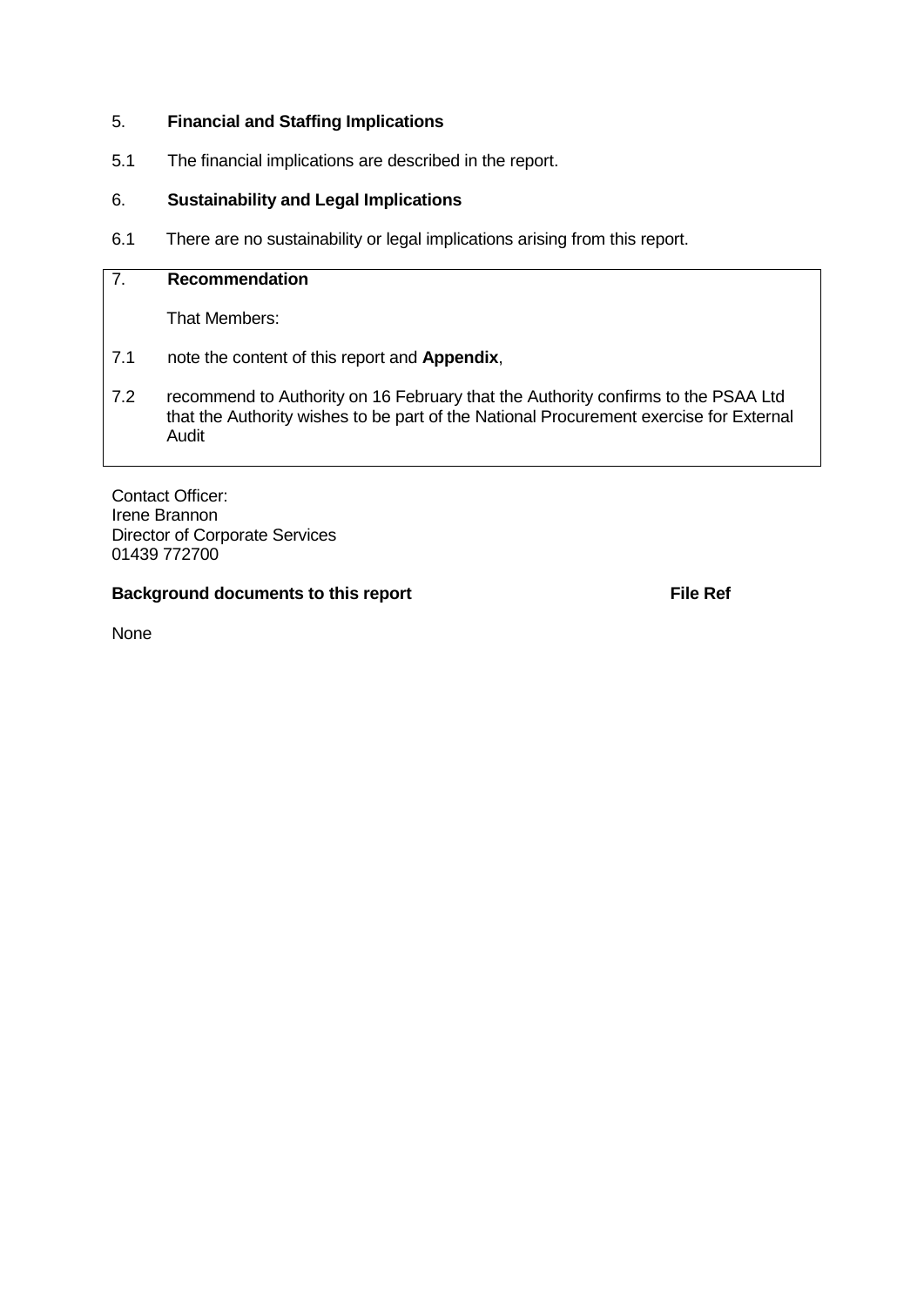5. **Financial and Staffing Implications**

5.1 The financial implications are described in the report.

6. **Sustainability and Legal Implications**

6.1 There are no sustainability or legal implications arising from this report.

7. **Recommendation**

That Members:

7.1 note the content of this report and **Appendix**,

7.2 recommend to Authority on 16 February that the Authority confirms to the PSAA Ltd that the Authority wishes to be part of the National Procurement exercise for External Audit

Contact Officer:
Irene Brannon
Director of Corporate Services
01439 772700

**Background documents to this report** **File Ref**

None